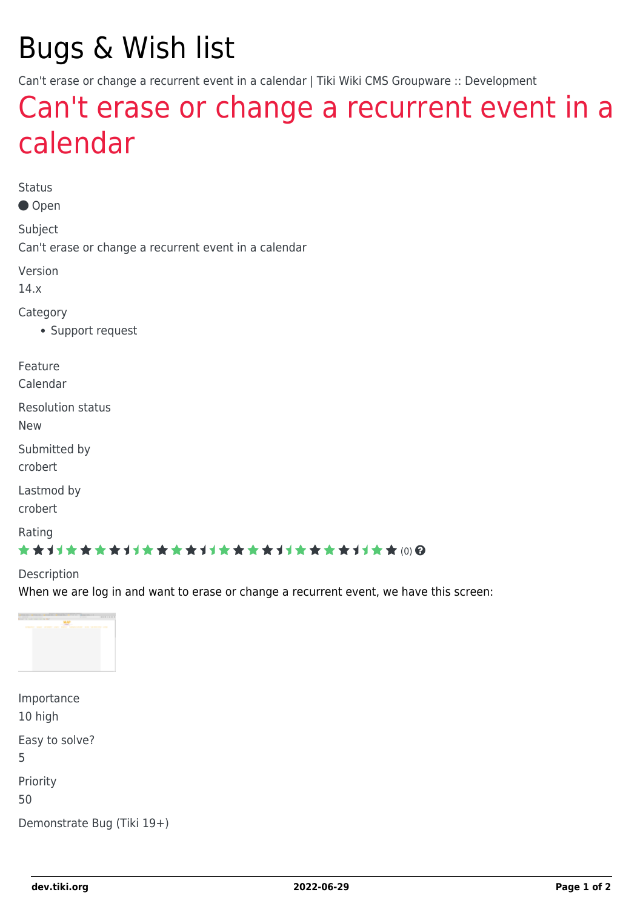# Bugs & Wish list

Can't erase or change a recurrent event in a calendar | Tiki Wiki CMS Groupware :: Development

## Can't erase or change a recurrent event in a calendar

Status

Open

Subject

Can't erase or change a recurrent event in a calendar

Version

14.x

Category

- Support request

Feature

Calendar

Resolution status

New

Submitted by

crobert

Lastmod by

crobert

Rating

(0)

Description

When we are log in and want to erase or change a recurrent event, we have this screen:

Importance

10 high

Easy to solve?

5

Priority

50

Demonstrate Bug (Tiki 19+)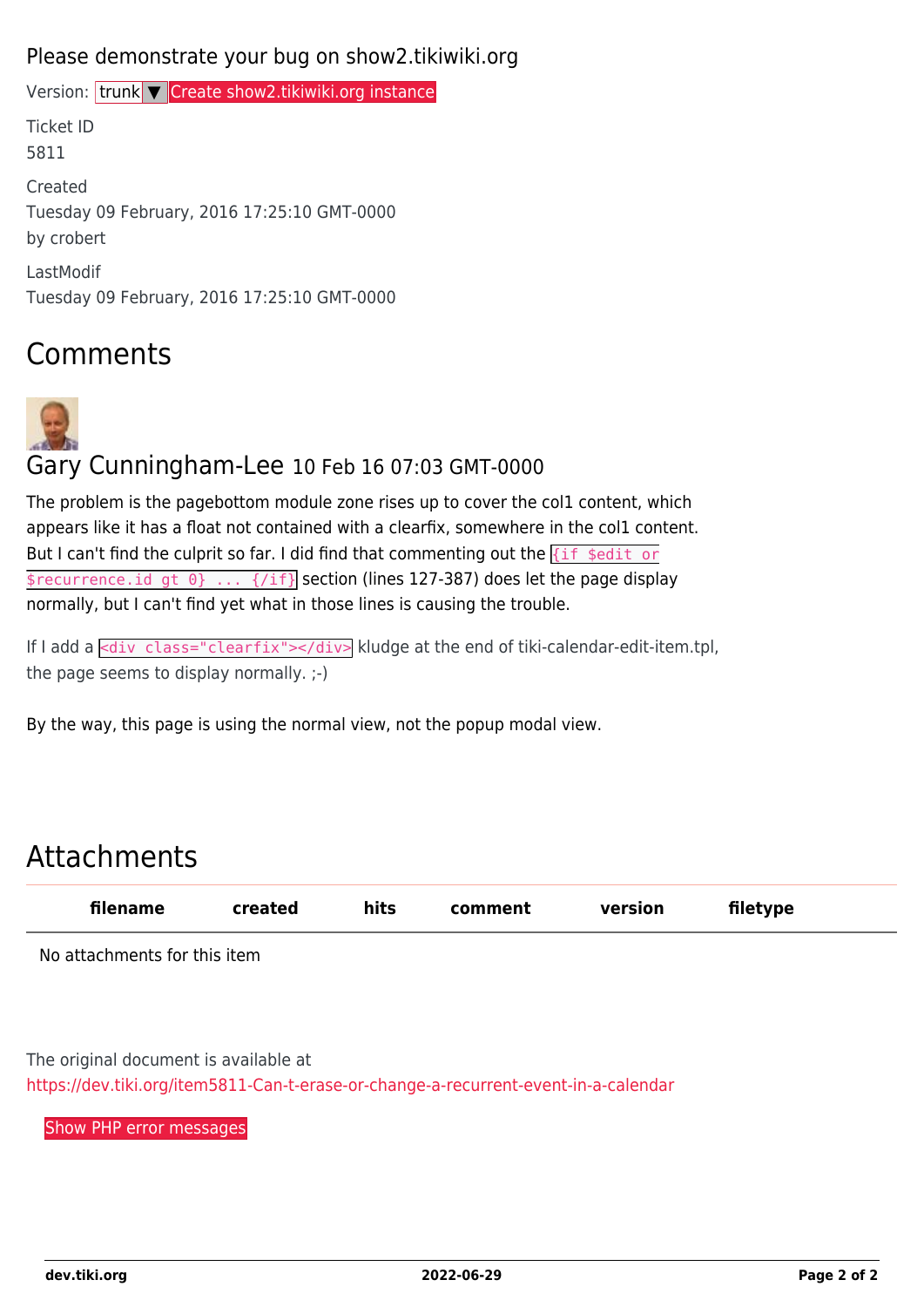Please demonstrate your bug on show2.tikiwiki.org

Version: trunk ▼ Create show2.tikiwiki.org instance

Ticket ID
5811

Created
Tuesday 09 February, 2016 17:25:10 GMT-0000
by crobert

LastModif
Tuesday 09 February, 2016 17:25:10 GMT-0000

## Comments

Gary Cunningham-Lee 10 Feb 16 07:03 GMT-0000

The problem is the pagebottom module zone rises up to cover the col1 content, which appears like it has a float not contained with a clearfix, somewhere in the col1 content. But I can't find the culprit so far. I did find that commenting out the `{if $edit or $recurrence.id gt 0} ... {/if}` section (lines 127-387) does let the page display normally, but I can't find yet what in those lines is causing the trouble.

If I add a `<div class="clearfix"></div>` kludge at the end of tiki-calendar-edit-item.tpl, the page seems to display normally. ;-)

By the way, this page is using the normal view, not the popup modal view.

## Attachments

| filename | created | hits | comment | version | filetype |
|---|---|---|---|---|---|
| No attachments for this item | | | | | |

The original document is available at https://dev.tiki.org/item5811-Can-t-erase-or-change-a-recurrent-event-in-a-calendar

Show PHP error messages